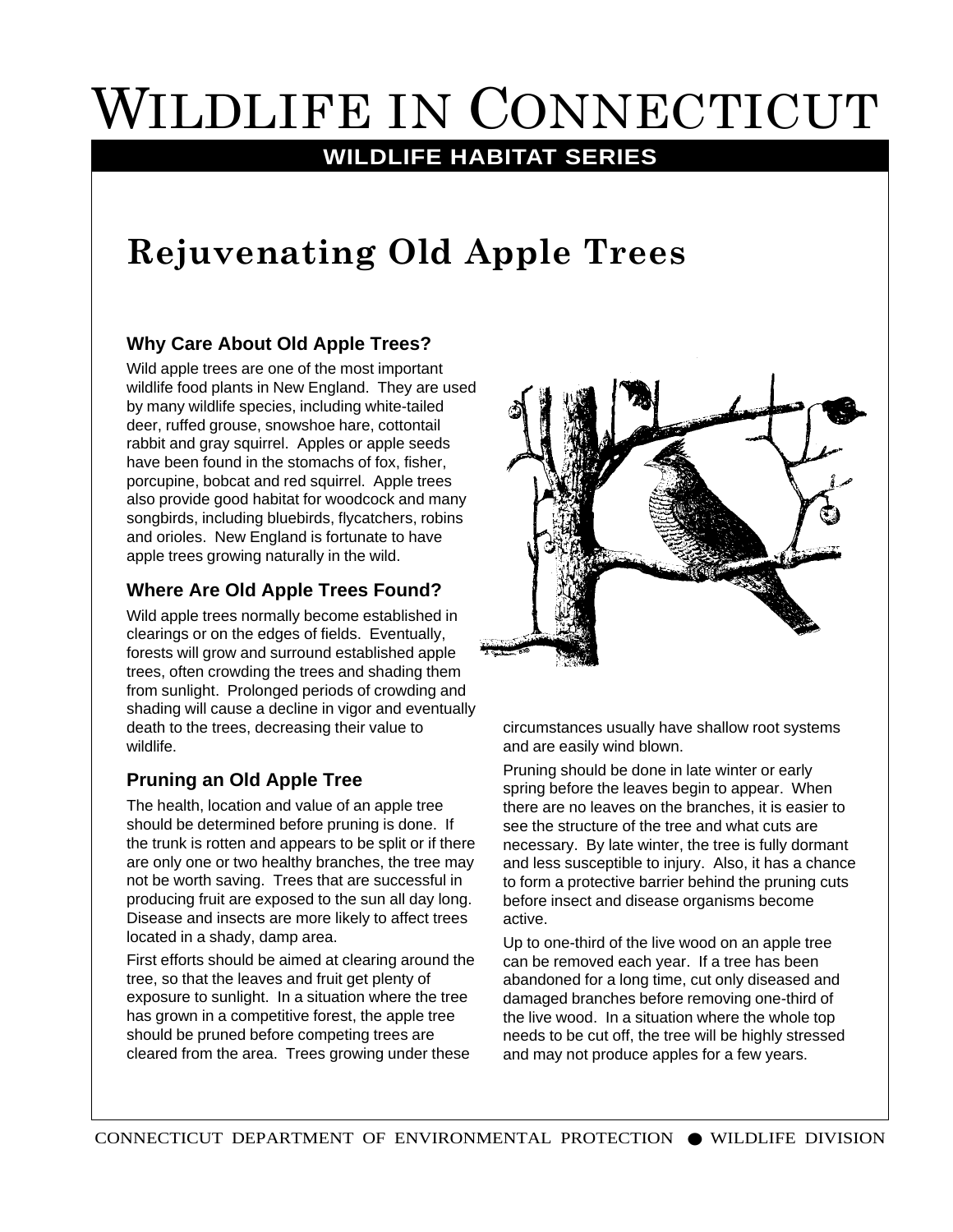# Wildlife in Connecticut

**WILDLIFE HABITAT SERIES**

## Rejuvenating Old Apple Trees

### Why Care About Old Apple Trees?

Wild apple trees are one of the most important wildlife food plants in New England. They are used by many wildlife species, including white-tailed deer, ruffed grouse, snowshoe hare, cottontail rabbit and gray squirrel. Apples or apple seeds have been found in the stomachs of fox, fisher, porcupine, bobcat and red squirrel. Apple trees also provide good habitat for woodcock and many songbirds, including bluebirds, flycatchers, robins and orioles. New England is fortunate to have apple trees growing naturally in the wild.

### Where Are Old Apple Trees Found?

Wild apple trees normally become established in clearings or on the edges of fields. Eventually, forests will grow and surround established apple trees, often crowding the trees and shading them from sunlight. Prolonged periods of crowding and shading will cause a decline in vigor and eventually death to the trees, decreasing their value to wildlife.

### Pruning an Old Apple Tree

The health, location and value of an apple tree should be determined before pruning is done. If the trunk is rotten and appears to be split or if there are only one or two healthy branches, the tree may not be worth saving. Trees that are successful in producing fruit are exposed to the sun all day long. Disease and insects are more likely to affect trees located in a shady, damp area.

First efforts should be aimed at clearing around the tree, so that the leaves and fruit get plenty of exposure to sunlight. In a situation where the tree has grown in a competitive forest, the apple tree should be pruned before competing trees are cleared from the area. Trees growing under these circumstances usually have shallow root systems and are easily wind blown.

Pruning should be done in late winter or early spring before the leaves begin to appear. When there are no leaves on the branches, it is easier to see the structure of the tree and what cuts are necessary. By late winter, the tree is fully dormant and less susceptible to injury. Also, it has a chance to form a protective barrier behind the pruning cuts before insect and disease organisms become active.

Up to one-third of the live wood on an apple tree can be removed each year. If a tree has been abandoned for a long time, cut only diseased and damaged branches before removing one-third of the live wood. In a situation where the whole top needs to be cut off, the tree will be highly stressed and may not produce apples for a few years.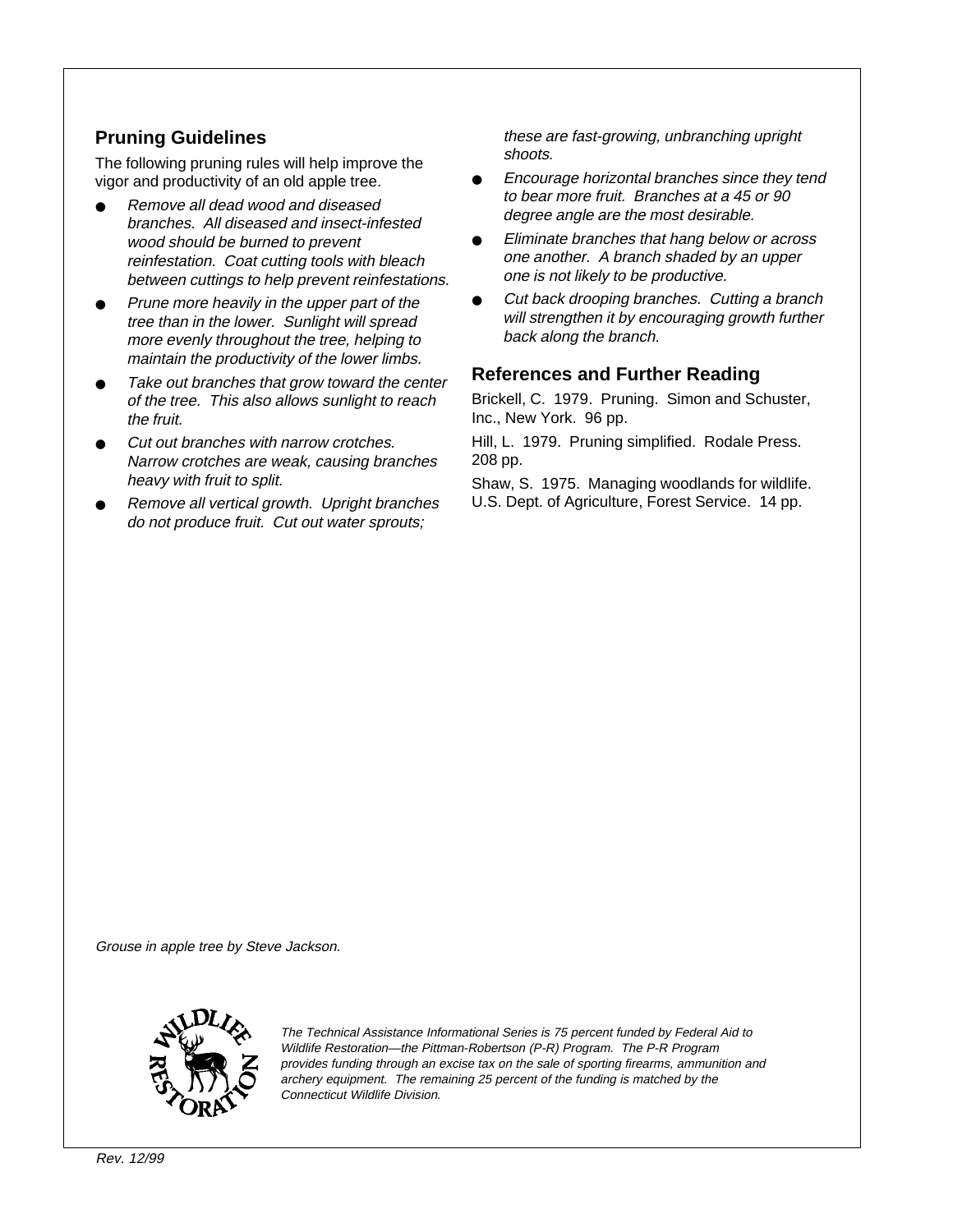## Pruning Guidelines

The following pruning rules will help improve the vigor and productivity of an old apple tree.

- *Remove all dead wood and diseased branches. All diseased and insect-infested wood should be burned to prevent reinfestation. Coat cutting tools with bleach between cuttings to help prevent reinfestations.*
- *Prune more heavily in the upper part of the tree than in the lower. Sunlight will spread more evenly throughout the tree, helping to maintain the productivity of the lower limbs.*
- *Take out branches that grow toward the center of the tree. This also allows sunlight to reach the fruit.*
- *Cut out branches with narrow crotches. Narrow crotches are weak, causing branches heavy with fruit to split.*
- *Remove all vertical growth. Upright branches do not produce fruit. Cut out water sprouts; these are fast-growing, unbranching upright shoots.*
- *Encourage horizontal branches since they tend to bear more fruit. Branches at a 45 or 90 degree angle are the most desirable.*
- *Eliminate branches that hang below or across one another. A branch shaded by an upper one is not likely to be productive.*
- *Cut back drooping branches. Cutting a branch will strengthen it by encouraging growth further back along the branch.*

## References and Further Reading

Brickell, C. 1979. Pruning. Simon and Schuster, Inc., New York. 96 pp.

Hill, L. 1979. Pruning simplified. Rodale Press. 208 pp.

Shaw, S. 1975. Managing woodlands for wildlife. U.S. Dept. of Agriculture, Forest Service. 14 pp.

*Grouse in apple tree by Steve Jackson.*

*The Technical Assistance Informational Series is 75 percent funded by Federal Aid to Wildlife Restoration—the Pittman-Robertson (P-R) Program. The P-R Program provides funding through an excise tax on the sale of sporting firearms, ammunition and archery equipment. The remaining 25 percent of the funding is matched by the Connecticut Wildlife Division.*

*Rev. 12/99*